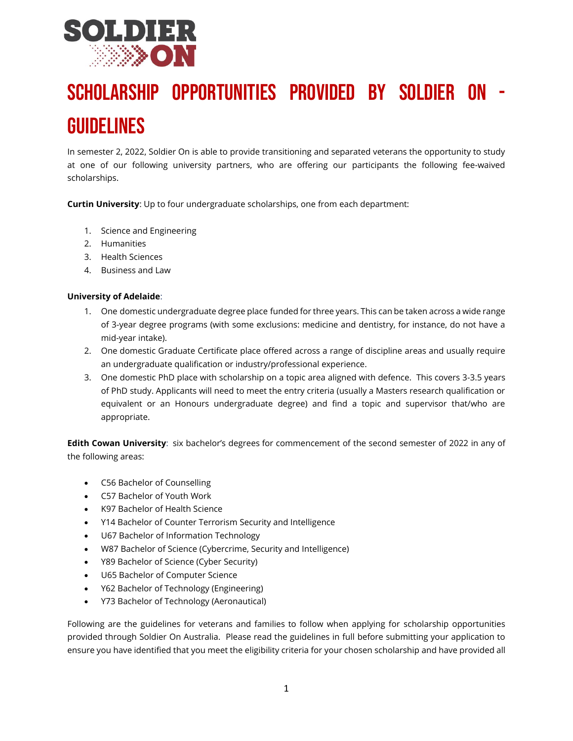# SCHOLARSHIP OPPORTUNITIES PROVIDED BY SOLDIER ON - GUIDELINES

In semester 2, 2022, Soldier On is able to provide transitioning and separated veterans the opportunity to study at one of our following university partners, who are offering our participants the following fee-waived scholarships.

**Curtin University**: Up to four undergraduate scholarships, one from each department:

1. Science and Engineering
2. Humanities
3. Health Sciences
4. Business and Law

**University of Adelaide**:

1. One domestic undergraduate degree place funded for three years. This can be taken across a wide range of 3-year degree programs (with some exclusions: medicine and dentistry, for instance, do not have a mid-year intake).
2. One domestic Graduate Certificate place offered across a range of discipline areas and usually require an undergraduate qualification or industry/professional experience.
3. One domestic PhD place with scholarship on a topic area aligned with defence. This covers 3-3.5 years of PhD study. Applicants will need to meet the entry criteria (usually a Masters research qualification or equivalent or an Honours undergraduate degree) and find a topic and supervisor that/who are appropriate.

**Edith Cowan University**: six bachelor's degrees for commencement of the second semester of 2022 in any of the following areas:

- C56 Bachelor of Counselling
- C57 Bachelor of Youth Work
- K97 Bachelor of Health Science
- Y14 Bachelor of Counter Terrorism Security and Intelligence
- U67 Bachelor of Information Technology
- W87 Bachelor of Science (Cybercrime, Security and Intelligence)
- Y89 Bachelor of Science (Cyber Security)
- U65 Bachelor of Computer Science
- Y62 Bachelor of Technology (Engineering)
- Y73 Bachelor of Technology (Aeronautical)

Following are the guidelines for veterans and families to follow when applying for scholarship opportunities provided through Soldier On Australia. Please read the guidelines in full before submitting your application to ensure you have identified that you meet the eligibility criteria for your chosen scholarship and have provided all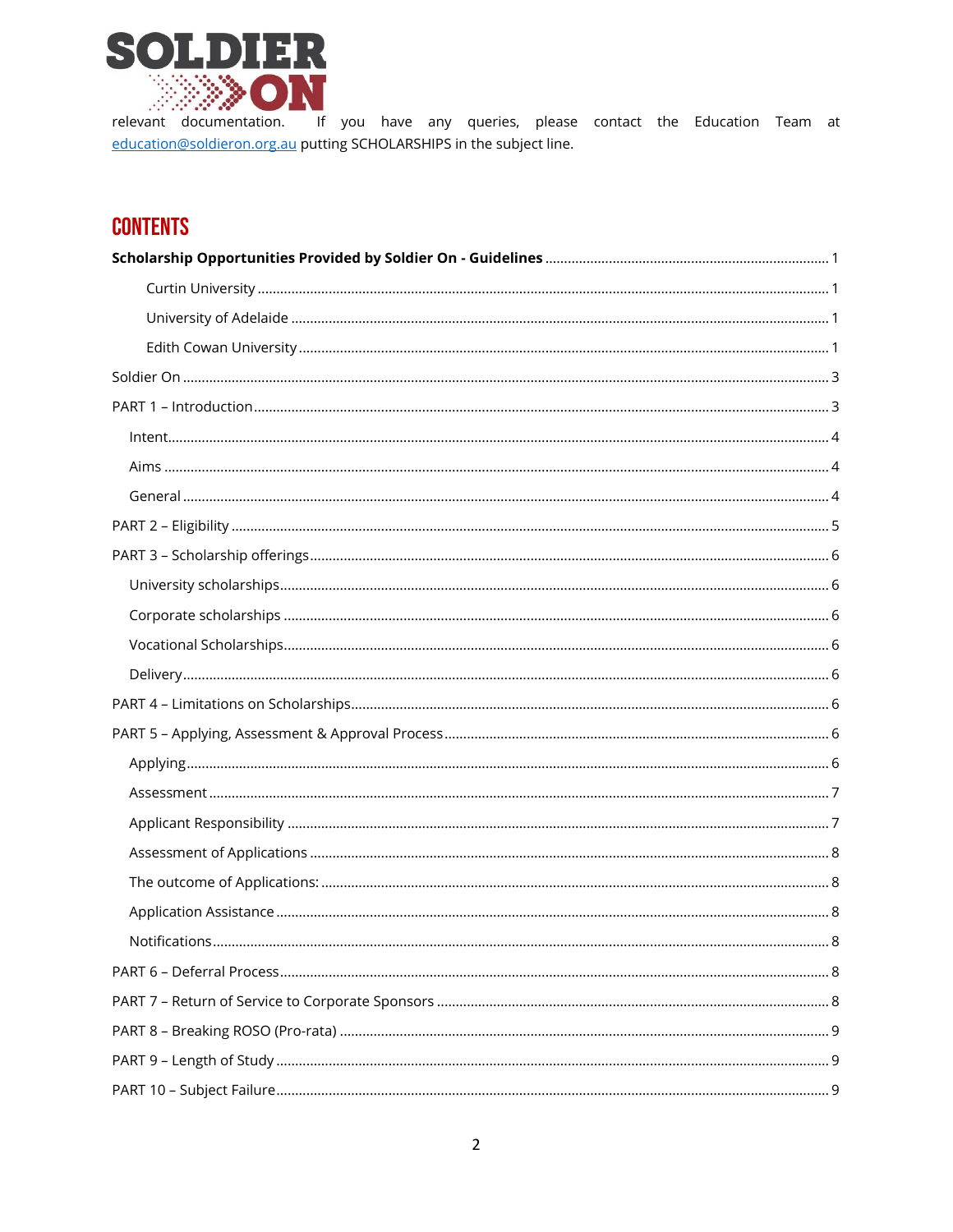relevant documentation. If you have any queries, please contact the Education Team at education@soldieron.org.au putting SCHOLARSHIPS in the subject line.

## CONTENTS

**Scholarship Opportunities Provided by Soldier On - Guidelines** ........ 1

- Curtin University ........ 1
- University of Adelaide ........ 1
- Edith Cowan University ........ 1

Soldier On ........ 3

PART 1 – Introduction ........ 3

- Intent ........ 4
- Aims ........ 4
- General ........ 4

PART 2 – Eligibility ........ 5

PART 3 – Scholarship offerings ........ 6

- University scholarships ........ 6
- Corporate scholarships ........ 6
- Vocational Scholarships ........ 6
- Delivery ........ 6

PART 4 – Limitations on Scholarships ........ 6

PART 5 – Applying, Assessment & Approval Process ........ 6

- Applying ........ 6
- Assessment ........ 7
- Applicant Responsibility ........ 7
- Assessment of Applications ........ 8
- The outcome of Applications: ........ 8
- Application Assistance ........ 8
- Notifications ........ 8

PART 6 – Deferral Process ........ 8

PART 7 – Return of Service to Corporate Sponsors ........ 8

PART 8 – Breaking ROSO (Pro-rata) ........ 9

PART 9 – Length of Study ........ 9

PART 10 – Subject Failure ........ 9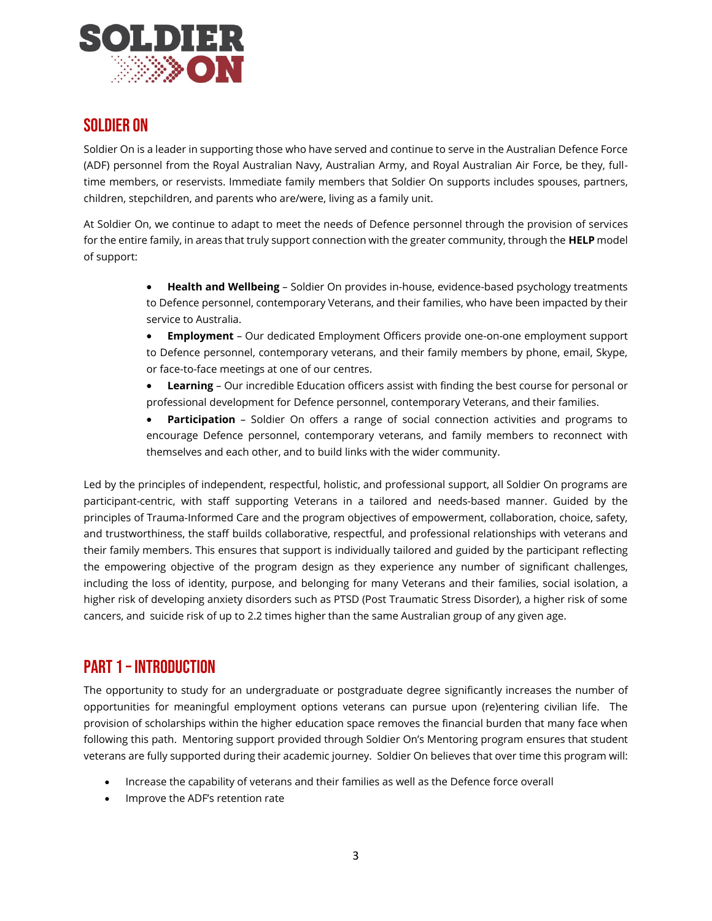## SOLDIER ON

Soldier On is a leader in supporting those who have served and continue to serve in the Australian Defence Force (ADF) personnel from the Royal Australian Navy, Australian Army, and Royal Australian Air Force, be they, full-time members, or reservists. Immediate family members that Soldier On supports includes spouses, partners, children, stepchildren, and parents who are/were, living as a family unit.

At Soldier On, we continue to adapt to meet the needs of Defence personnel through the provision of services for the entire family, in areas that truly support connection with the greater community, through the **HELP** model of support:

- **Health and Wellbeing** – Soldier On provides in-house, evidence-based psychology treatments to Defence personnel, contemporary Veterans, and their families, who have been impacted by their service to Australia.
- **Employment** – Our dedicated Employment Officers provide one-on-one employment support to Defence personnel, contemporary veterans, and their family members by phone, email, Skype, or face-to-face meetings at one of our centres.
- **Learning** – Our incredible Education officers assist with finding the best course for personal or professional development for Defence personnel, contemporary Veterans, and their families.
- **Participation** – Soldier On offers a range of social connection activities and programs to encourage Defence personnel, contemporary veterans, and family members to reconnect with themselves and each other, and to build links with the wider community.

Led by the principles of independent, respectful, holistic, and professional support, all Soldier On programs are participant-centric, with staff supporting Veterans in a tailored and needs-based manner. Guided by the principles of Trauma-Informed Care and the program objectives of empowerment, collaboration, choice, safety, and trustworthiness, the staff builds collaborative, respectful, and professional relationships with veterans and their family members. This ensures that support is individually tailored and guided by the participant reflecting the empowering objective of the program design as they experience any number of significant challenges, including the loss of identity, purpose, and belonging for many Veterans and their families, social isolation, a higher risk of developing anxiety disorders such as PTSD (Post Traumatic Stress Disorder), a higher risk of some cancers, and suicide risk of up to 2.2 times higher than the same Australian group of any given age.

## PART 1 – INTRODUCTION

The opportunity to study for an undergraduate or postgraduate degree significantly increases the number of opportunities for meaningful employment options veterans can pursue upon (re)entering civilian life. The provision of scholarships within the higher education space removes the financial burden that many face when following this path. Mentoring support provided through Soldier On's Mentoring program ensures that student veterans are fully supported during their academic journey. Soldier On believes that over time this program will:

- Increase the capability of veterans and their families as well as the Defence force overall
- Improve the ADF's retention rate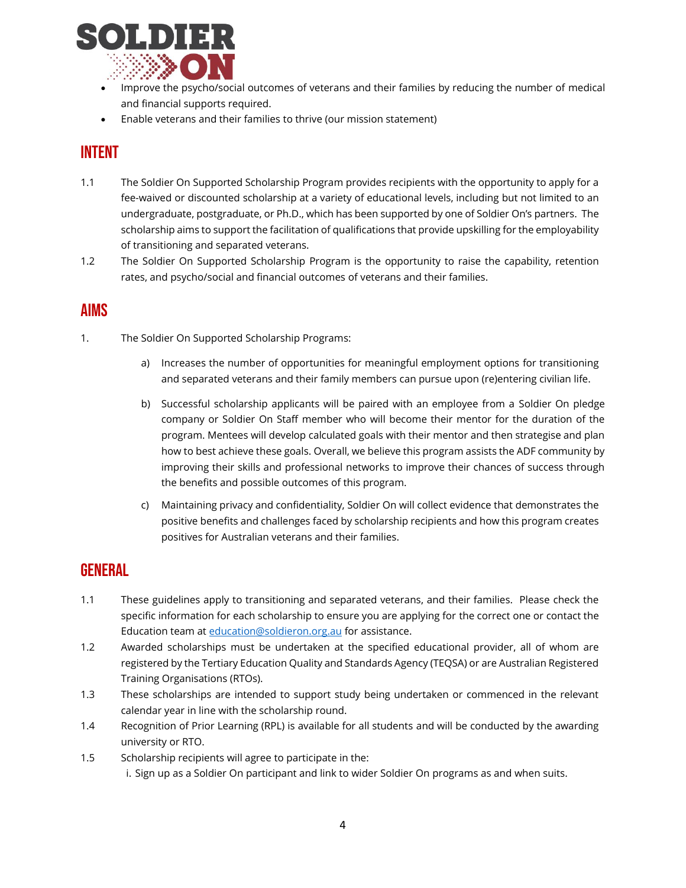- Improve the psycho/social outcomes of veterans and their families by reducing the number of medical and financial supports required.
- Enable veterans and their families to thrive (our mission statement)

## INTENT

1.1 The Soldier On Supported Scholarship Program provides recipients with the opportunity to apply for a fee-waived or discounted scholarship at a variety of educational levels, including but not limited to an undergraduate, postgraduate, or Ph.D., which has been supported by one of Soldier On's partners. The scholarship aims to support the facilitation of qualifications that provide upskilling for the employability of transitioning and separated veterans.

1.2 The Soldier On Supported Scholarship Program is the opportunity to raise the capability, retention rates, and psycho/social and financial outcomes of veterans and their families.

## AIMS

1. The Soldier On Supported Scholarship Programs:

   a) Increases the number of opportunities for meaningful employment options for transitioning and separated veterans and their family members can pursue upon (re)entering civilian life.

   b) Successful scholarship applicants will be paired with an employee from a Soldier On pledge company or Soldier On Staff member who will become their mentor for the duration of the program. Mentees will develop calculated goals with their mentor and then strategise and plan how to best achieve these goals. Overall, we believe this program assists the ADF community by improving their skills and professional networks to improve their chances of success through the benefits and possible outcomes of this program.

   c) Maintaining privacy and confidentiality, Soldier On will collect evidence that demonstrates the positive benefits and challenges faced by scholarship recipients and how this program creates positives for Australian veterans and their families.

## GENERAL

1.1 These guidelines apply to transitioning and separated veterans, and their families. Please check the specific information for each scholarship to ensure you are applying for the correct one or contact the Education team at [education@soldieron.org.au](mailto:education@soldieron.org.au) for assistance.

1.2 Awarded scholarships must be undertaken at the specified educational provider, all of whom are registered by the Tertiary Education Quality and Standards Agency (TEQSA) or are Australian Registered Training Organisations (RTOs).

1.3 These scholarships are intended to support study being undertaken or commenced in the relevant calendar year in line with the scholarship round.

1.4 Recognition of Prior Learning (RPL) is available for all students and will be conducted by the awarding university or RTO.

1.5 Scholarship recipients will agree to participate in the:

   i. Sign up as a Soldier On participant and link to wider Soldier On programs as and when suits.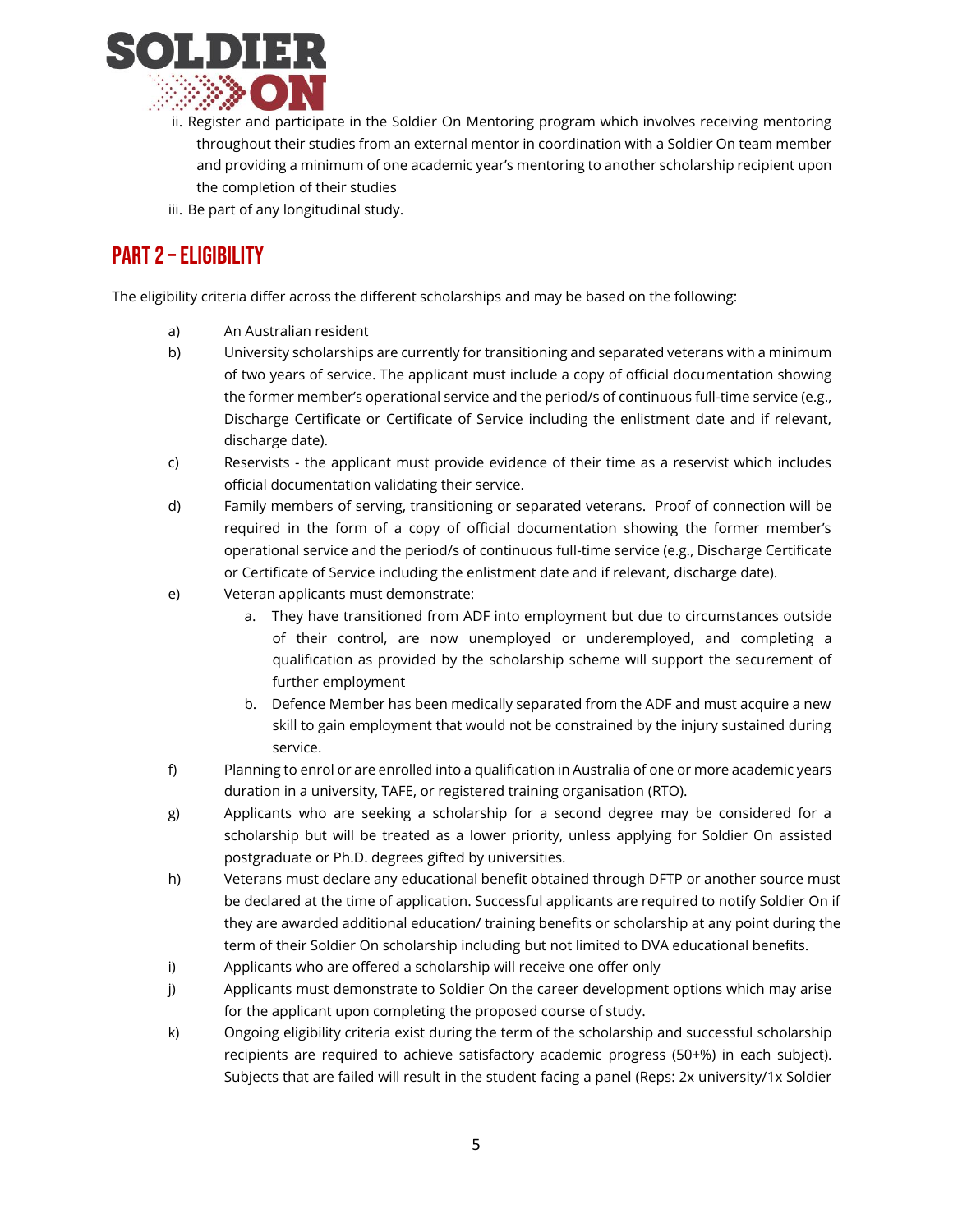ii. Register and participate in the Soldier On Mentoring program which involves receiving mentoring throughout their studies from an external mentor in coordination with a Soldier On team member and providing a minimum of one academic year's mentoring to another scholarship recipient upon the completion of their studies

iii. Be part of any longitudinal study.

## PART 2 – ELIGIBILITY

The eligibility criteria differ across the different scholarships and may be based on the following:

a) An Australian resident

b) University scholarships are currently for transitioning and separated veterans with a minimum of two years of service. The applicant must include a copy of official documentation showing the former member's operational service and the period/s of continuous full-time service (e.g., Discharge Certificate or Certificate of Service including the enlistment date and if relevant, discharge date).

c) Reservists - the applicant must provide evidence of their time as a reservist which includes official documentation validating their service.

d) Family members of serving, transitioning or separated veterans. Proof of connection will be required in the form of a copy of official documentation showing the former member's operational service and the period/s of continuous full-time service (e.g., Discharge Certificate or Certificate of Service including the enlistment date and if relevant, discharge date).

e) Veteran applicants must demonstrate:
   a. They have transitioned from ADF into employment but due to circumstances outside of their control, are now unemployed or underemployed, and completing a qualification as provided by the scholarship scheme will support the securement of further employment
   b. Defence Member has been medically separated from the ADF and must acquire a new skill to gain employment that would not be constrained by the injury sustained during service.

f) Planning to enrol or are enrolled into a qualification in Australia of one or more academic years duration in a university, TAFE, or registered training organisation (RTO).

g) Applicants who are seeking a scholarship for a second degree may be considered for a scholarship but will be treated as a lower priority, unless applying for Soldier On assisted postgraduate or Ph.D. degrees gifted by universities.

h) Veterans must declare any educational benefit obtained through DFTP or another source must be declared at the time of application. Successful applicants are required to notify Soldier On if they are awarded additional education/ training benefits or scholarship at any point during the term of their Soldier On scholarship including but not limited to DVA educational benefits.

i) Applicants who are offered a scholarship will receive one offer only

j) Applicants must demonstrate to Soldier On the career development options which may arise for the applicant upon completing the proposed course of study.

k) Ongoing eligibility criteria exist during the term of the scholarship and successful scholarship recipients are required to achieve satisfactory academic progress (50+%) in each subject). Subjects that are failed will result in the student facing a panel (Reps: 2x university/1x Soldier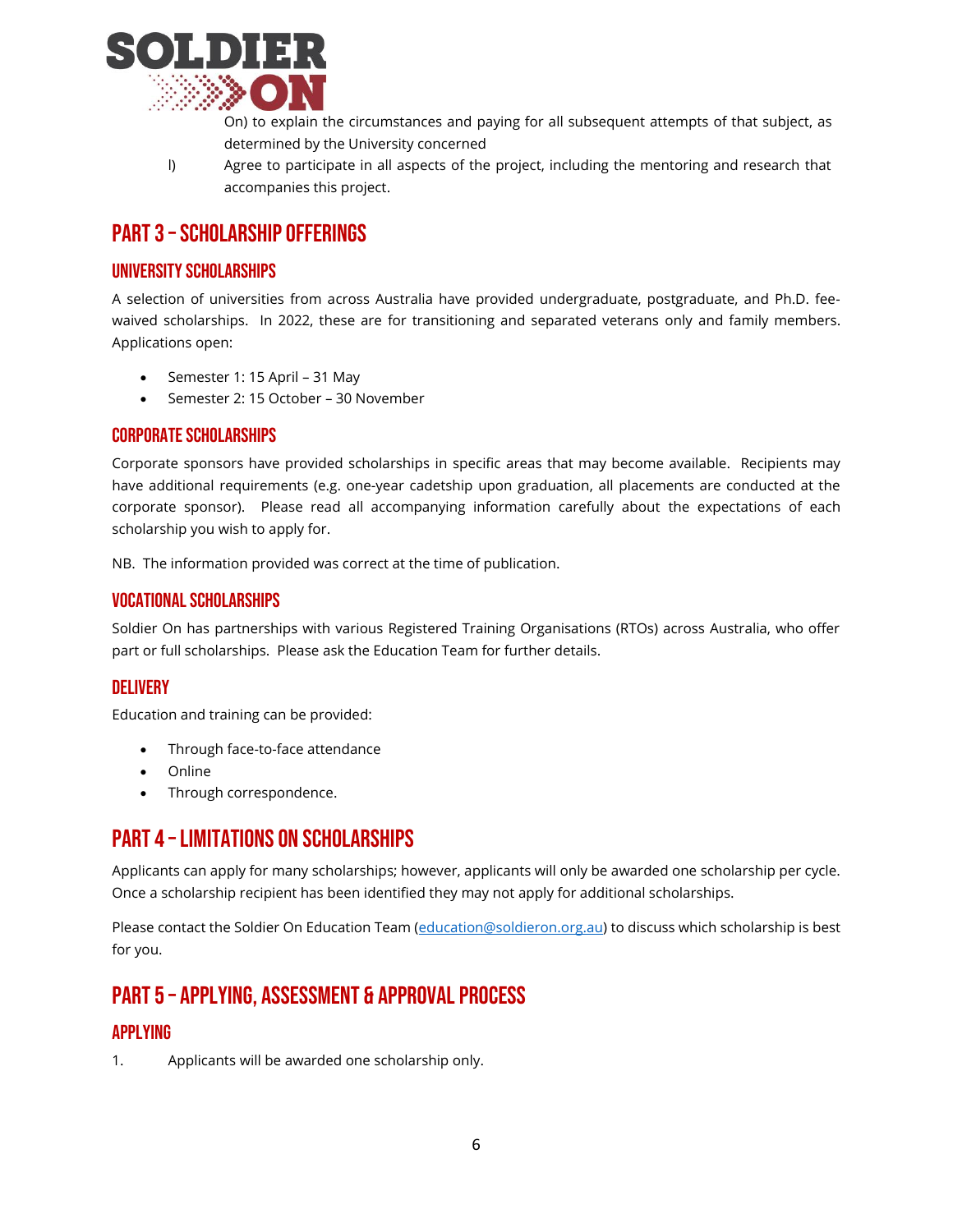On) to explain the circumstances and paying for all subsequent attempts of that subject, as determined by the University concerned

l) Agree to participate in all aspects of the project, including the mentoring and research that accompanies this project.

## PART 3 – SCHOLARSHIP OFFERINGS

### UNIVERSITY SCHOLARSHIPS

A selection of universities from across Australia have provided undergraduate, postgraduate, and Ph.D. fee-waived scholarships. In 2022, these are for transitioning and separated veterans only and family members. Applications open:

- Semester 1: 15 April – 31 May
- Semester 2: 15 October – 30 November

### CORPORATE SCHOLARSHIPS

Corporate sponsors have provided scholarships in specific areas that may become available. Recipients may have additional requirements (e.g. one-year cadetship upon graduation, all placements are conducted at the corporate sponsor). Please read all accompanying information carefully about the expectations of each scholarship you wish to apply for.

NB. The information provided was correct at the time of publication.

### VOCATIONAL SCHOLARSHIPS

Soldier On has partnerships with various Registered Training Organisations (RTOs) across Australia, who offer part or full scholarships. Please ask the Education Team for further details.

### DELIVERY

Education and training can be provided:

- Through face-to-face attendance
- Online
- Through correspondence.

## PART 4 – LIMITATIONS ON SCHOLARSHIPS

Applicants can apply for many scholarships; however, applicants will only be awarded one scholarship per cycle. Once a scholarship recipient has been identified they may not apply for additional scholarships.

Please contact the Soldier On Education Team (education@soldieron.org.au) to discuss which scholarship is best for you.

## PART 5 – APPLYING, ASSESSMENT & APPROVAL PROCESS

### APPLYING

1. Applicants will be awarded one scholarship only.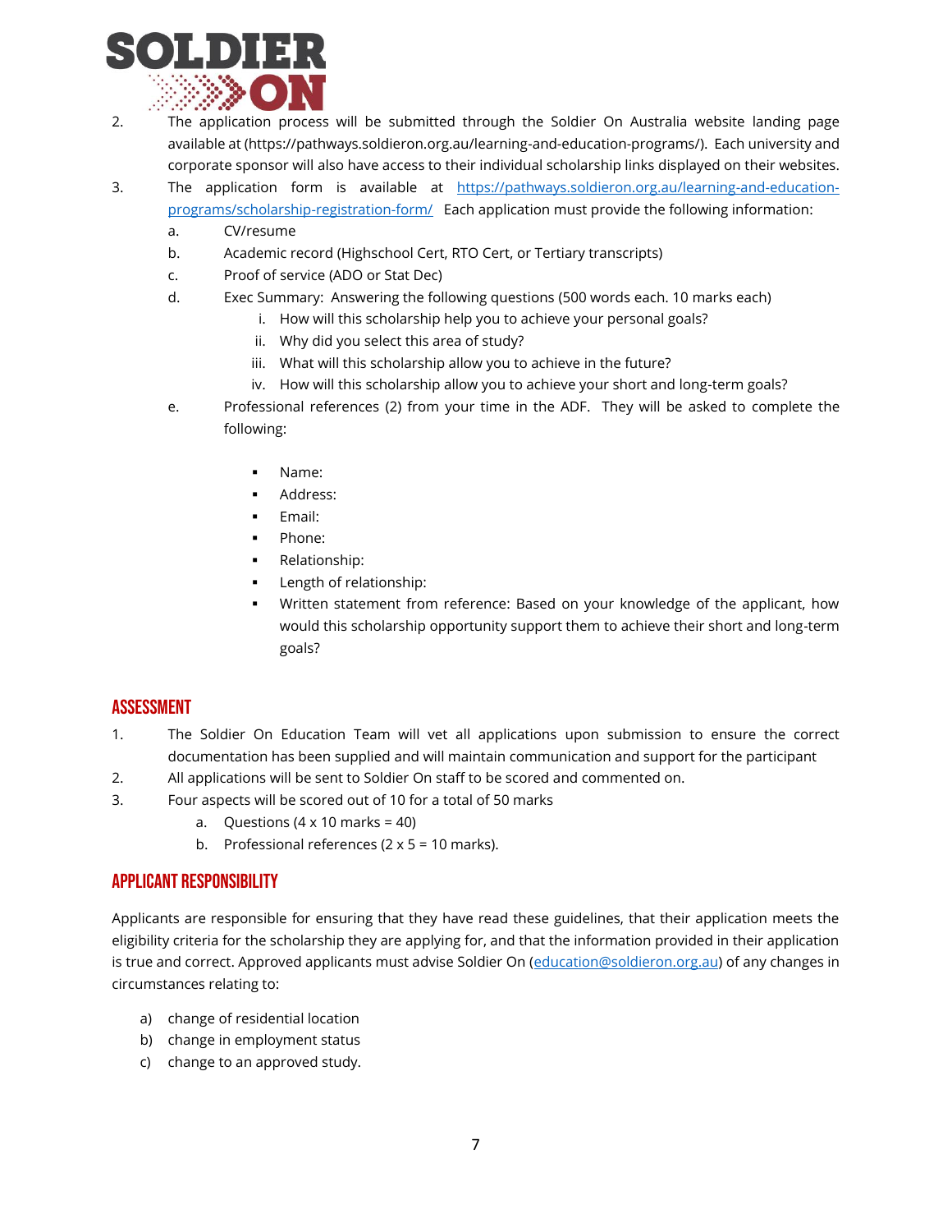2. The application process will be submitted through the Soldier On Australia website landing page available at (https://pathways.soldieron.org.au/learning-and-education-programs/). Each university and corporate sponsor will also have access to their individual scholarship links displayed on their websites.
3. The application form is available at [https://pathways.soldieron.org.au/learning-and-education-programs/scholarship-registration-form/](https://pathways.soldieron.org.au/learning-and-education-programs/scholarship-registration-form/) Each application must provide the following information:
   a. CV/resume
   b. Academic record (Highschool Cert, RTO Cert, or Tertiary transcripts)
   c. Proof of service (ADO or Stat Dec)
   d. Exec Summary: Answering the following questions (500 words each. 10 marks each)
      i. How will this scholarship help you to achieve your personal goals?
      ii. Why did you select this area of study?
      iii. What will this scholarship allow you to achieve in the future?
      iv. How will this scholarship allow you to achieve your short and long-term goals?
   e. Professional references (2) from your time in the ADF. They will be asked to complete the following:
      - Name:
      - Address:
      - Email:
      - Phone:
      - Relationship:
      - Length of relationship:
      - Written statement from reference: Based on your knowledge of the applicant, how would this scholarship opportunity support them to achieve their short and long-term goals?

## ASSESSMENT

1. The Soldier On Education Team will vet all applications upon submission to ensure the correct documentation has been supplied and will maintain communication and support for the participant
2. All applications will be sent to Soldier On staff to be scored and commented on.
3. Four aspects will be scored out of 10 for a total of 50 marks
   a. Questions (4 x 10 marks = 40)
   b. Professional references (2 x 5 = 10 marks).

## APPLICANT RESPONSIBILITY

Applicants are responsible for ensuring that they have read these guidelines, that their application meets the eligibility criteria for the scholarship they are applying for, and that the information provided in their application is true and correct. Approved applicants must advise Soldier On ([education@soldieron.org.au](mailto:education@soldieron.org.au)) of any changes in circumstances relating to:

a) change of residential location
b) change in employment status
c) change to an approved study.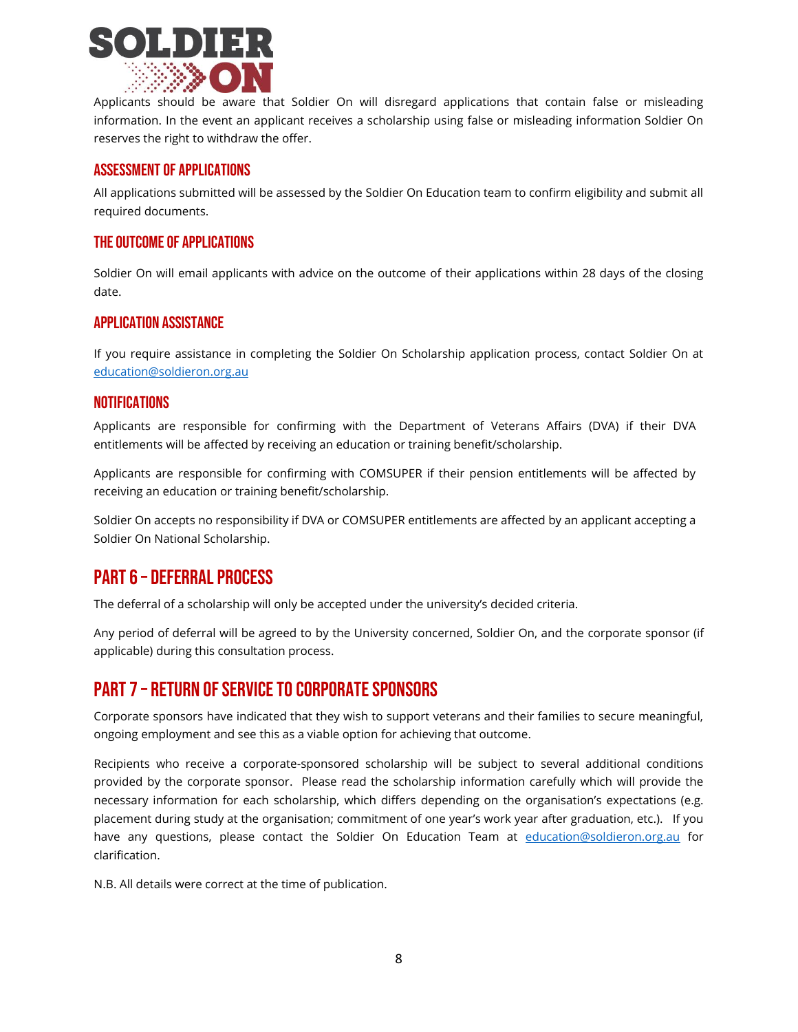Applicants should be aware that Soldier On will disregard applications that contain false or misleading information. In the event an applicant receives a scholarship using false or misleading information Soldier On reserves the right to withdraw the offer.

### ASSESSMENT OF APPLICATIONS

All applications submitted will be assessed by the Soldier On Education team to confirm eligibility and submit all required documents.

### THE OUTCOME OF APPLICATIONS

Soldier On will email applicants with advice on the outcome of their applications within 28 days of the closing date.

### APPLICATION ASSISTANCE

If you require assistance in completing the Soldier On Scholarship application process, contact Soldier On at education@soldieron.org.au

### NOTIFICATIONS

Applicants are responsible for confirming with the Department of Veterans Affairs (DVA) if their DVA entitlements will be affected by receiving an education or training benefit/scholarship.

Applicants are responsible for confirming with COMSUPER if their pension entitlements will be affected by receiving an education or training benefit/scholarship.

Soldier On accepts no responsibility if DVA or COMSUPER entitlements are affected by an applicant accepting a Soldier On National Scholarship.

## PART 6 – DEFERRAL PROCESS

The deferral of a scholarship will only be accepted under the university's decided criteria.

Any period of deferral will be agreed to by the University concerned, Soldier On, and the corporate sponsor (if applicable) during this consultation process.

## PART 7 – RETURN OF SERVICE TO CORPORATE SPONSORS

Corporate sponsors have indicated that they wish to support veterans and their families to secure meaningful, ongoing employment and see this as a viable option for achieving that outcome.

Recipients who receive a corporate-sponsored scholarship will be subject to several additional conditions provided by the corporate sponsor. Please read the scholarship information carefully which will provide the necessary information for each scholarship, which differs depending on the organisation's expectations (e.g. placement during study at the organisation; commitment of one year's work year after graduation, etc.). If you have any questions, please contact the Soldier On Education Team at education@soldieron.org.au for clarification.

N.B. All details were correct at the time of publication.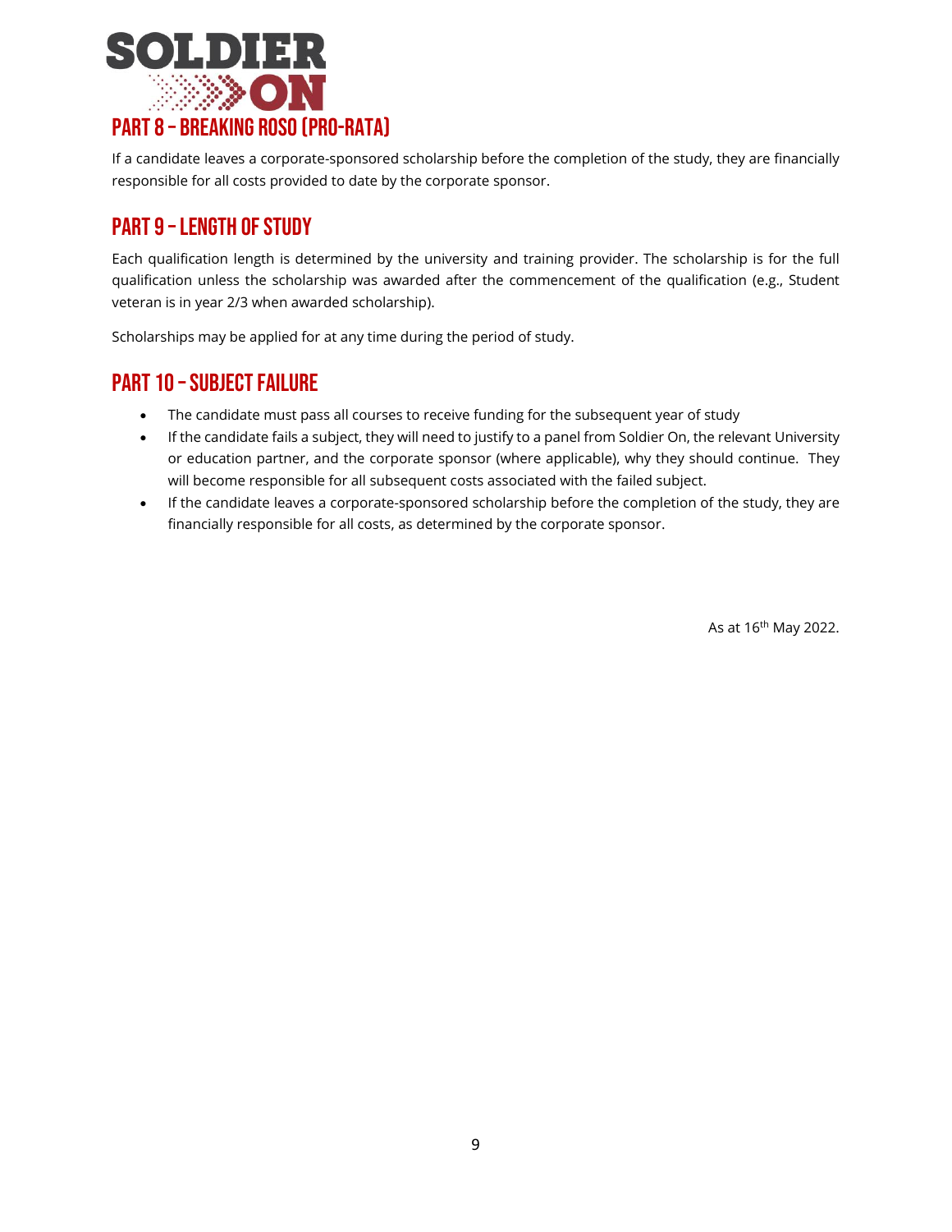## PART 8 – BREAKING ROSO (PRO-RATA)

If a candidate leaves a corporate-sponsored scholarship before the completion of the study, they are financially responsible for all costs provided to date by the corporate sponsor.

## PART 9 – LENGTH OF STUDY

Each qualification length is determined by the university and training provider. The scholarship is for the full qualification unless the scholarship was awarded after the commencement of the qualification (e.g., Student veteran is in year 2/3 when awarded scholarship).

Scholarships may be applied for at any time during the period of study.

## PART 10 – SUBJECT FAILURE

- The candidate must pass all courses to receive funding for the subsequent year of study
- If the candidate fails a subject, they will need to justify to a panel from Soldier On, the relevant University or education partner, and the corporate sponsor (where applicable), why they should continue. They will become responsible for all subsequent costs associated with the failed subject.
- If the candidate leaves a corporate-sponsored scholarship before the completion of the study, they are financially responsible for all costs, as determined by the corporate sponsor.

As at 16th May 2022.